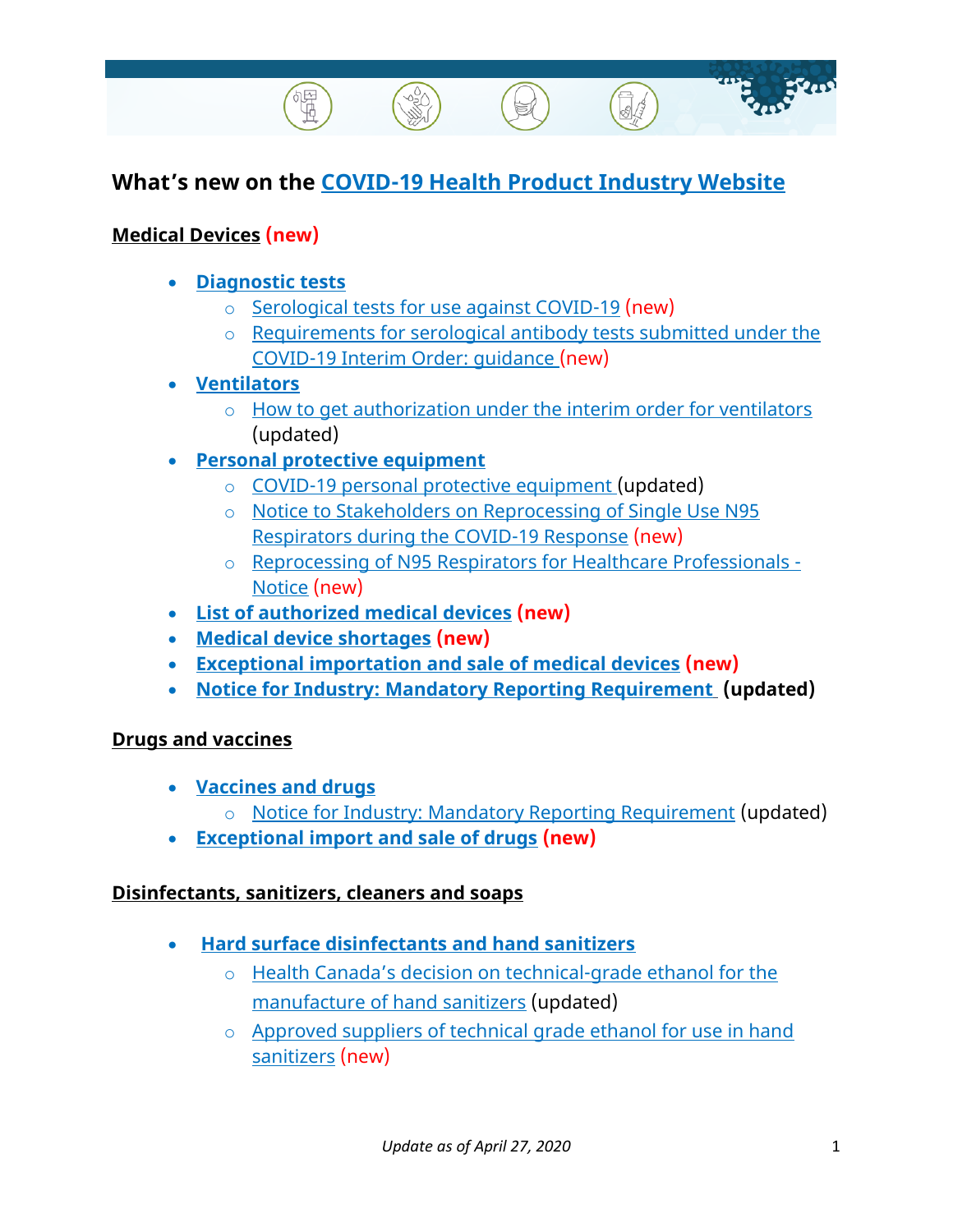## What's new on the COVID-19 Health Product Industry Website

**Medical Devices (new)**

- **Diagnostic tests**
  - Serological tests for use against COVID-19 (new)
  - Requirements for serological antibody tests submitted under the COVID-19 Interim Order: guidance (new)
- **Ventilators**
  - How to get authorization under the interim order for ventilators (updated)
- **Personal protective equipment**
  - COVID-19 personal protective equipment (updated)
  - Notice to Stakeholders on Reprocessing of Single Use N95 Respirators during the COVID-19 Response (new)
  - Reprocessing of N95 Respirators for Healthcare Professionals - Notice (new)
- **List of authorized medical devices (new)**
- **Medical device shortages (new)**
- **Exceptional importation and sale of medical devices (new)**
- **Notice for Industry: Mandatory Reporting Requirement (updated)**

**Drugs and vaccines**

- **Vaccines and drugs**
  - Notice for Industry: Mandatory Reporting Requirement (updated)
- **Exceptional import and sale of drugs (new)**

**Disinfectants, sanitizers, cleaners and soaps**

- **Hard surface disinfectants and hand sanitizers**
  - Health Canada's decision on technical-grade ethanol for the manufacture of hand sanitizers (updated)
  - Approved suppliers of technical grade ethanol for use in hand sanitizers (new)

*Update as of April 27, 2020*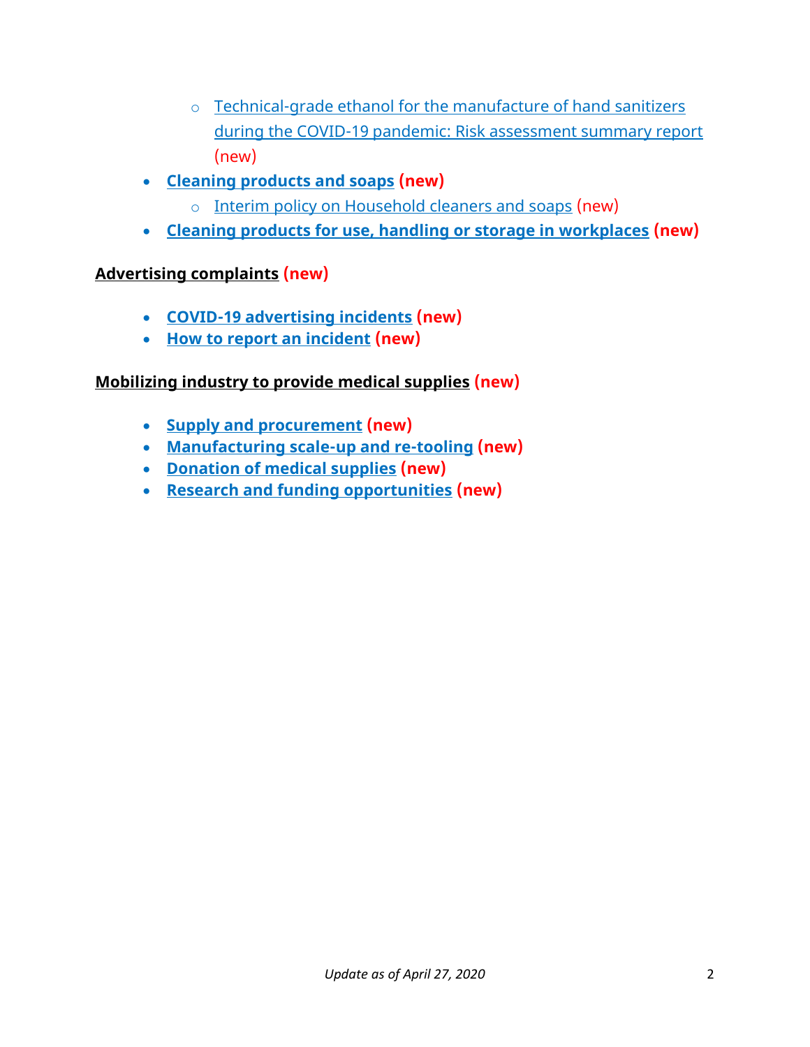- Technical-grade ethanol for the manufacture of hand sanitizers during the COVID-19 pandemic: Risk assessment summary report (new)
- **Cleaning products and soaps (new)**
  - Interim policy on Household cleaners and soaps (new)
- **Cleaning products for use, handling or storage in workplaces (new)**

**Advertising complaints (new)**

- **COVID-19 advertising incidents (new)**
- **How to report an incident (new)**

**Mobilizing industry to provide medical supplies (new)**

- **Supply and procurement (new)**
- **Manufacturing scale-up and re-tooling (new)**
- **Donation of medical supplies (new)**
- **Research and funding opportunities (new)**

*Update as of April 27, 2020*